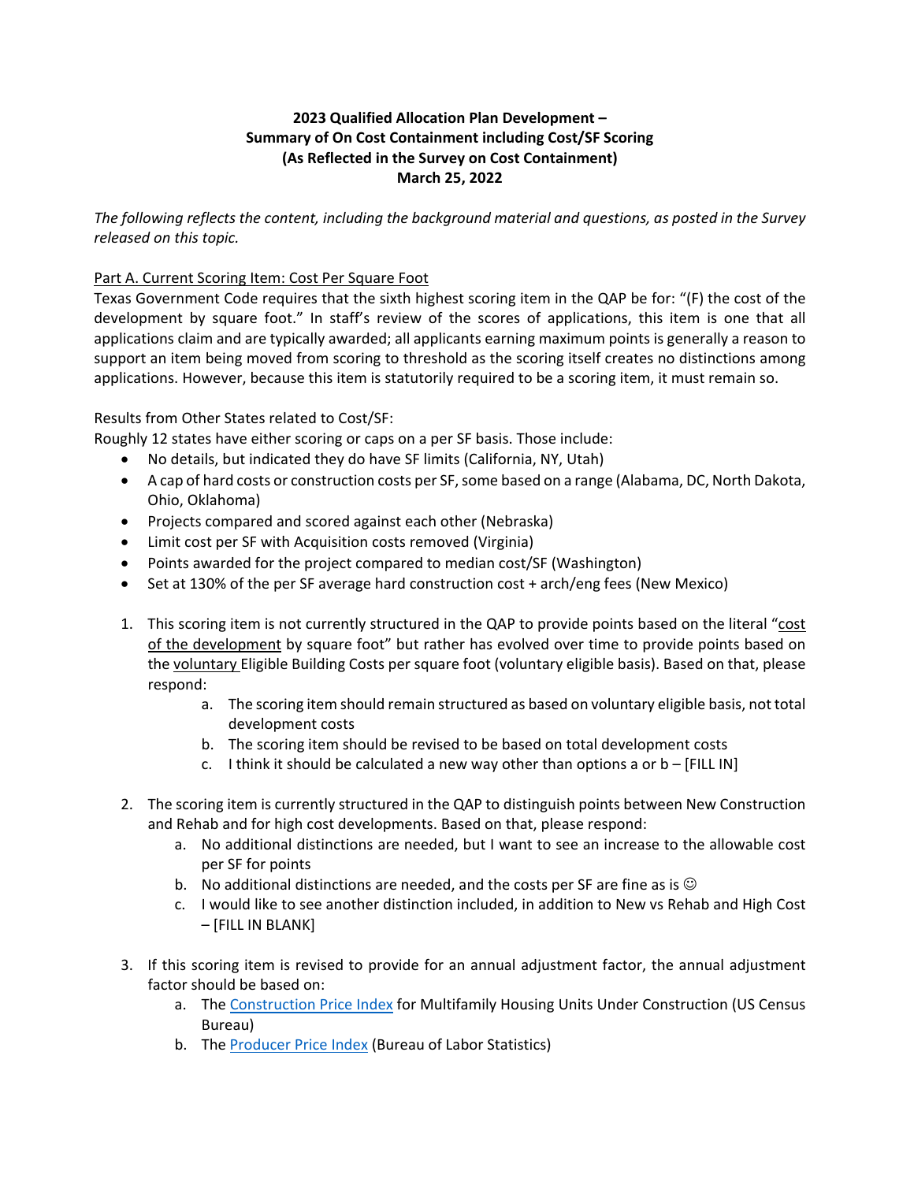**2023 Qualified Allocation Plan Development –**
**Summary of On Cost Containment including Cost/SF Scoring**
**(As Reflected in the Survey on Cost Containment)**
**March 25, 2022**

*The following reflects the content, including the background material and questions, as posted in the Survey released on this topic.*

<u>Part A. Current Scoring Item: Cost Per Square Foot</u>

Texas Government Code requires that the sixth highest scoring item in the QAP be for: "(F) the cost of the development by square foot." In staff's review of the scores of applications, this item is one that all applications claim and are typically awarded; all applicants earning maximum points is generally a reason to support an item being moved from scoring to threshold as the scoring itself creates no distinctions among applications. However, because this item is statutorily required to be a scoring item, it must remain so.

Results from Other States related to Cost/SF:

Roughly 12 states have either scoring or caps on a per SF basis. Those include:

- No details, but indicated they do have SF limits (California, NY, Utah)
- A cap of hard costs or construction costs per SF, some based on a range (Alabama, DC, North Dakota, Ohio, Oklahoma)
- Projects compared and scored against each other (Nebraska)
- Limit cost per SF with Acquisition costs removed (Virginia)
- Points awarded for the project compared to median cost/SF (Washington)
- Set at 130% of the per SF average hard construction cost + arch/eng fees (New Mexico)

1. This scoring item is not currently structured in the QAP to provide points based on the literal "<u>cost of the development</u> by square foot" but rather has evolved over time to provide points based on the <u>voluntary</u> Eligible Building Costs per square foot (voluntary eligible basis). Based on that, please respond:
   a. The scoring item should remain structured as based on voluntary eligible basis, not total development costs
   b. The scoring item should be revised to be based on total development costs
   c. I think it should be calculated a new way other than options a or b – [FILL IN]

2. The scoring item is currently structured in the QAP to distinguish points between New Construction and Rehab and for high cost developments. Based on that, please respond:
   a. No additional distinctions are needed, but I want to see an increase to the allowable cost per SF for points
   b. No additional distinctions are needed, and the costs per SF are fine as is ☺
   c. I would like to see another distinction included, in addition to New vs Rehab and High Cost – [FILL IN BLANK]

3. If this scoring item is revised to provide for an annual adjustment factor, the annual adjustment factor should be based on:
   a. The Construction Price Index for Multifamily Housing Units Under Construction (US Census Bureau)
   b. The Producer Price Index (Bureau of Labor Statistics)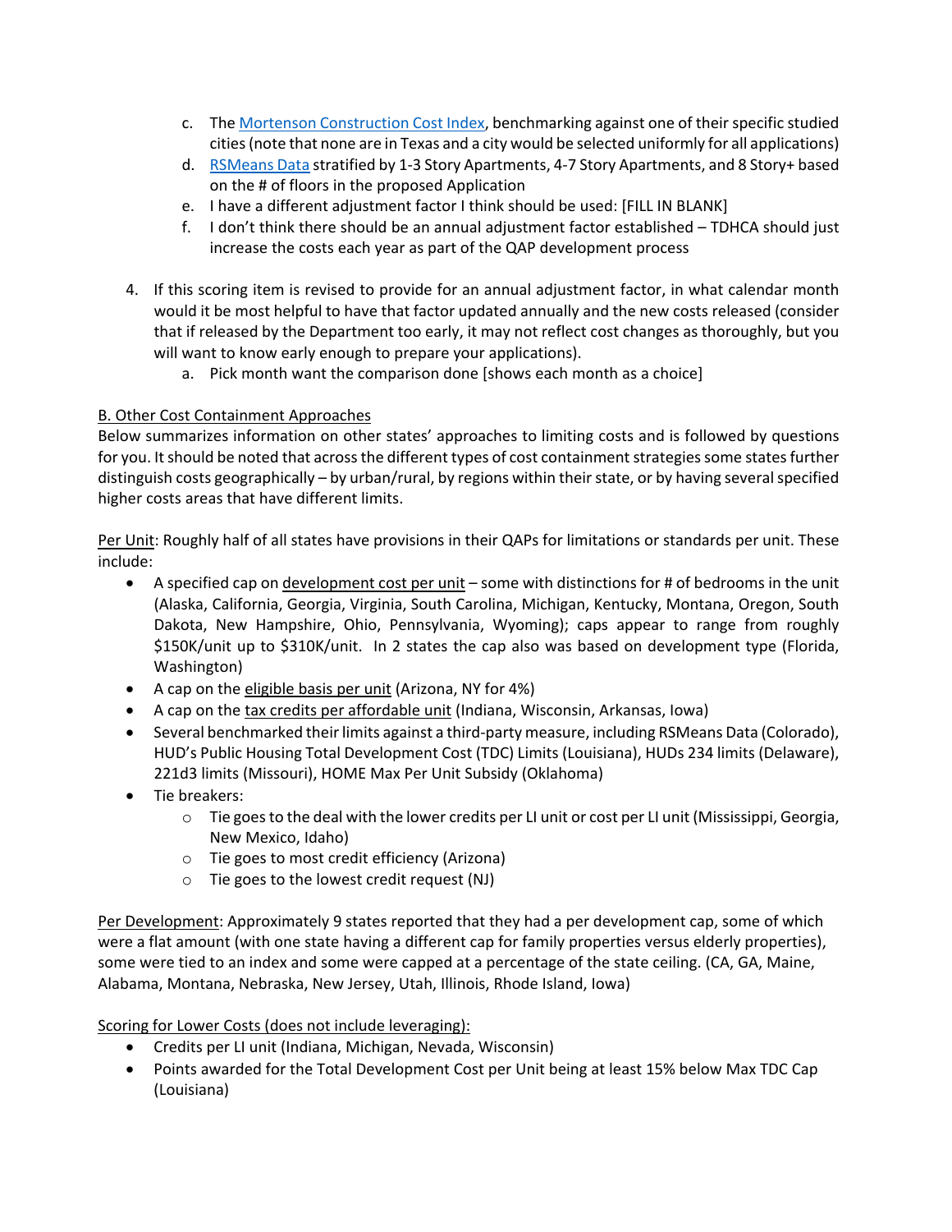c. The [Mortenson Construction Cost Index](), benchmarking against one of their specific studied cities (note that none are in Texas and a city would be selected uniformly for all applications)
   d. [RSMeans Data]() stratified by 1-3 Story Apartments, 4-7 Story Apartments, and 8 Story+ based on the # of floors in the proposed Application
   e. I have a different adjustment factor I think should be used: [FILL IN BLANK]
   f. I don't think there should be an annual adjustment factor established – TDHCA should just increase the costs each year as part of the QAP development process

4. If this scoring item is revised to provide for an annual adjustment factor, in what calendar month would it be most helpful to have that factor updated annually and the new costs released (consider that if released by the Department too early, it may not reflect cost changes as thoroughly, but you will want to know early enough to prepare your applications).
   a. Pick month want the comparison done [shows each month as a choice]

<u>B. Other Cost Containment Approaches</u>

Below summarizes information on other states' approaches to limiting costs and is followed by questions for you. It should be noted that across the different types of cost containment strategies some states further distinguish costs geographically – by urban/rural, by regions within their state, or by having several specified higher costs areas that have different limits.

<u>Per Unit</u>: Roughly half of all states have provisions in their QAPs for limitations or standards per unit. These include:

- A specified cap on <u>development cost per unit</u> – some with distinctions for # of bedrooms in the unit (Alaska, California, Georgia, Virginia, South Carolina, Michigan, Kentucky, Montana, Oregon, South Dakota, New Hampshire, Ohio, Pennsylvania, Wyoming); caps appear to range from roughly $150K/unit up to $310K/unit. In 2 states the cap also was based on development type (Florida, Washington)
- A cap on the <u>eligible basis per unit</u> (Arizona, NY for 4%)
- A cap on the <u>tax credits per affordable unit</u> (Indiana, Wisconsin, Arkansas, Iowa)
- Several benchmarked their limits against a third-party measure, including RSMeans Data (Colorado), HUD's Public Housing Total Development Cost (TDC) Limits (Louisiana), HUDs 234 limits (Delaware), 221d3 limits (Missouri), HOME Max Per Unit Subsidy (Oklahoma)
- Tie breakers:
  - Tie goes to the deal with the lower credits per LI unit or cost per LI unit (Mississippi, Georgia, New Mexico, Idaho)
  - Tie goes to most credit efficiency (Arizona)
  - Tie goes to the lowest credit request (NJ)

<u>Per Development</u>: Approximately 9 states reported that they had a per development cap, some of which were a flat amount (with one state having a different cap for family properties versus elderly properties), some were tied to an index and some were capped at a percentage of the state ceiling. (CA, GA, Maine, Alabama, Montana, Nebraska, New Jersey, Utah, Illinois, Rhode Island, Iowa)

<u>Scoring for Lower Costs (does not include leveraging):</u>

- Credits per LI unit (Indiana, Michigan, Nevada, Wisconsin)
- Points awarded for the Total Development Cost per Unit being at least 15% below Max TDC Cap (Louisiana)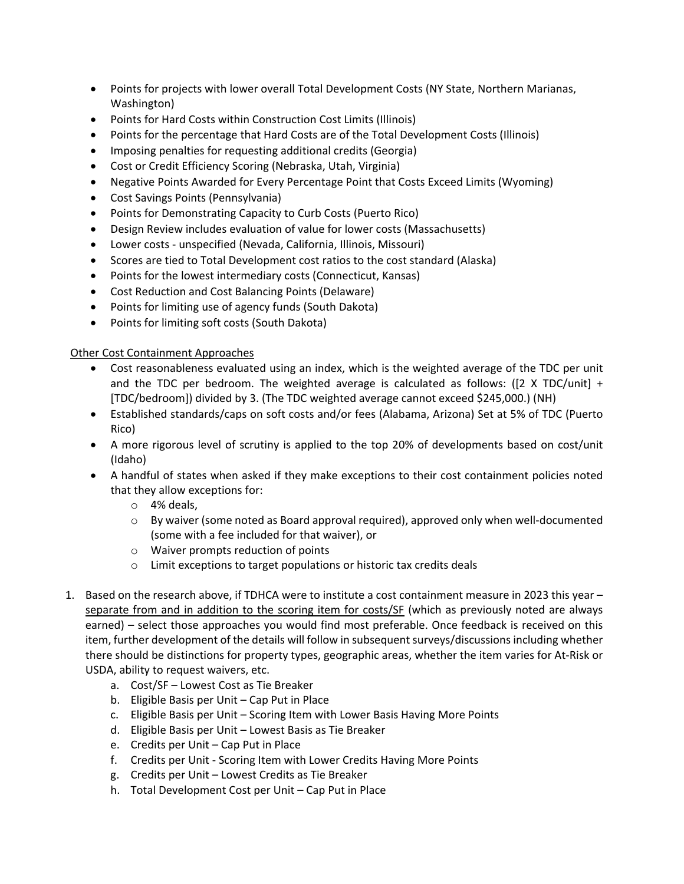- Points for projects with lower overall Total Development Costs (NY State, Northern Marianas, Washington)
- Points for Hard Costs within Construction Cost Limits (Illinois)
- Points for the percentage that Hard Costs are of the Total Development Costs (Illinois)
- Imposing penalties for requesting additional credits (Georgia)
- Cost or Credit Efficiency Scoring (Nebraska, Utah, Virginia)
- Negative Points Awarded for Every Percentage Point that Costs Exceed Limits (Wyoming)
- Cost Savings Points (Pennsylvania)
- Points for Demonstrating Capacity to Curb Costs (Puerto Rico)
- Design Review includes evaluation of value for lower costs (Massachusetts)
- Lower costs - unspecified (Nevada, California, Illinois, Missouri)
- Scores are tied to Total Development cost ratios to the cost standard (Alaska)
- Points for the lowest intermediary costs (Connecticut, Kansas)
- Cost Reduction and Cost Balancing Points (Delaware)
- Points for limiting use of agency funds (South Dakota)
- Points for limiting soft costs (South Dakota)

<u>Other Cost Containment Approaches</u>

- Cost reasonableness evaluated using an index, which is the weighted average of the TDC per unit and the TDC per bedroom. The weighted average is calculated as follows: ([2 X TDC/unit] + [TDC/bedroom]) divided by 3. (The TDC weighted average cannot exceed $245,000.) (NH)
- Established standards/caps on soft costs and/or fees (Alabama, Arizona) Set at 5% of TDC (Puerto Rico)
- A more rigorous level of scrutiny is applied to the top 20% of developments based on cost/unit (Idaho)
- A handful of states when asked if they make exceptions to their cost containment policies noted that they allow exceptions for:
  - 4% deals,
  - By waiver (some noted as Board approval required), approved only when well-documented (some with a fee included for that waiver), or
  - Waiver prompts reduction of points
  - Limit exceptions to target populations or historic tax credits deals

1. Based on the research above, if TDHCA were to institute a cost containment measure in 2023 this year – <u>separate from and in addition to the scoring item for costs/SF</u> (which as previously noted are always earned) – select those approaches you would find most preferable. Once feedback is received on this item, further development of the details will follow in subsequent surveys/discussions including whether there should be distinctions for property types, geographic areas, whether the item varies for At-Risk or USDA, ability to request waivers, etc.
   a. Cost/SF – Lowest Cost as Tie Breaker
   b. Eligible Basis per Unit – Cap Put in Place
   c. Eligible Basis per Unit – Scoring Item with Lower Basis Having More Points
   d. Eligible Basis per Unit – Lowest Basis as Tie Breaker
   e. Credits per Unit – Cap Put in Place
   f. Credits per Unit - Scoring Item with Lower Credits Having More Points
   g. Credits per Unit – Lowest Credits as Tie Breaker
   h. Total Development Cost per Unit – Cap Put in Place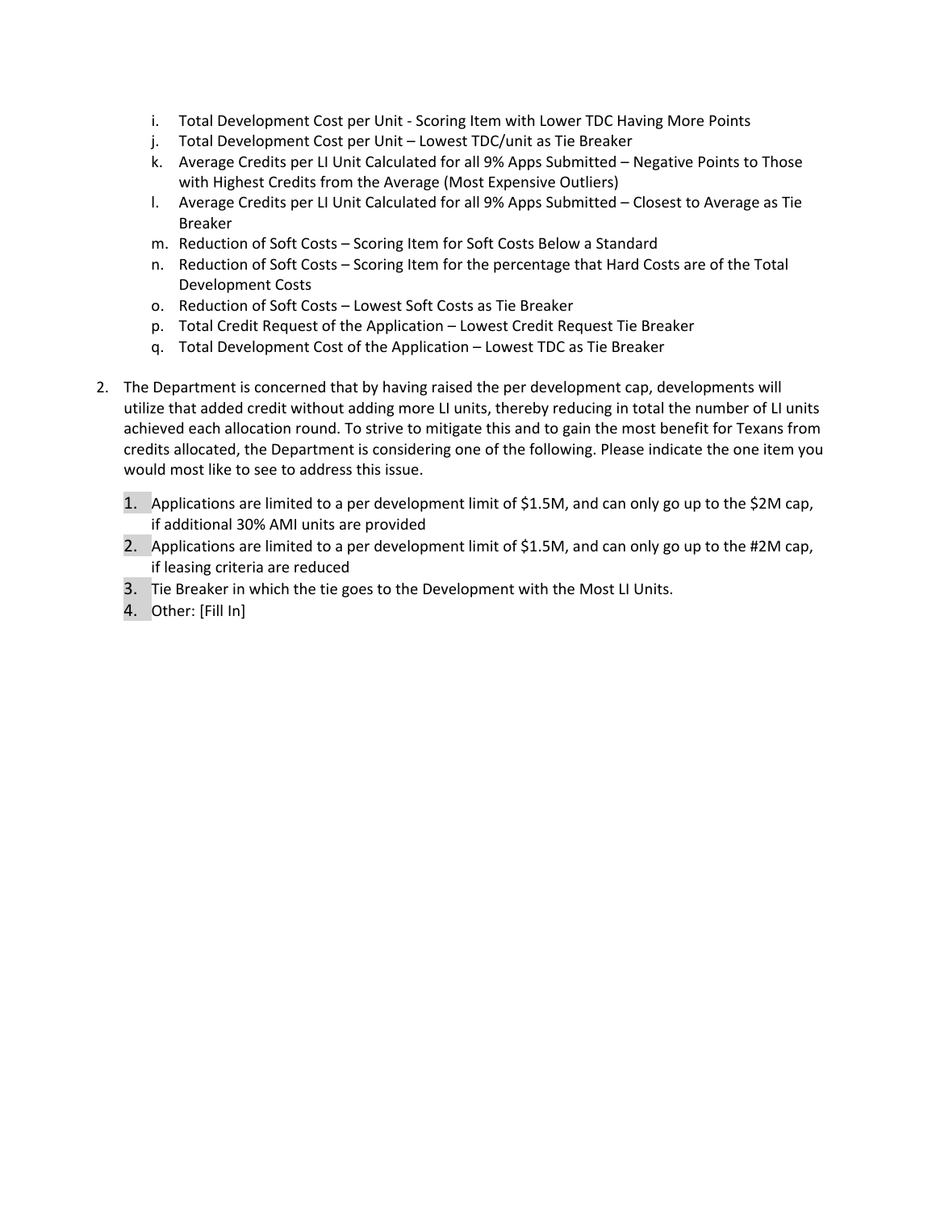i. Total Development Cost per Unit - Scoring Item with Lower TDC Having More Points
j. Total Development Cost per Unit – Lowest TDC/unit as Tie Breaker
k. Average Credits per LI Unit Calculated for all 9% Apps Submitted – Negative Points to Those with Highest Credits from the Average (Most Expensive Outliers)
l. Average Credits per LI Unit Calculated for all 9% Apps Submitted – Closest to Average as Tie Breaker
m. Reduction of Soft Costs – Scoring Item for Soft Costs Below a Standard
n. Reduction of Soft Costs – Scoring Item for the percentage that Hard Costs are of the Total Development Costs
o. Reduction of Soft Costs – Lowest Soft Costs as Tie Breaker
p. Total Credit Request of the Application – Lowest Credit Request Tie Breaker
q. Total Development Cost of the Application – Lowest TDC as Tie Breaker

2. The Department is concerned that by having raised the per development cap, developments will utilize that added credit without adding more LI units, thereby reducing in total the number of LI units achieved each allocation round. To strive to mitigate this and to gain the most benefit for Texans from credits allocated, the Department is considering one of the following. Please indicate the one item you would most like to see to address this issue.

    1. Applications are limited to a per development limit of $1.5M, and can only go up to the $2M cap, if additional 30% AMI units are provided
    2. Applications are limited to a per development limit of $1.5M, and can only go up to the #2M cap, if leasing criteria are reduced
    3. Tie Breaker in which the tie goes to the Development with the Most LI Units.
    4. Other: [Fill In]